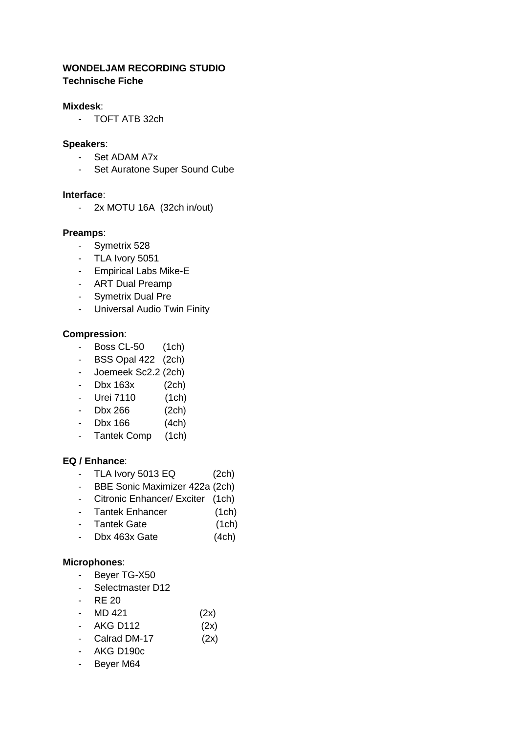**WONDELJAM RECORDING STUDIO**
**Technische Fiche**

**Mixdesk**:

- TOFT ATB 32ch

**Speakers**:

- Set ADAM A7x
- Set Auratone Super Sound Cube

**Interface**:

- 2x MOTU 16A (32ch in/out)

**Preamps**:

- Symetrix 528
- TLA Ivory 5051
- Empirical Labs Mike-E
- ART Dual Preamp
- Symetrix Dual Pre
- Universal Audio Twin Finity

**Compression**:

- Boss CL-50 (1ch)
- BSS Opal 422 (2ch)
- Joemeek Sc2.2 (2ch)
- Dbx 163x (2ch)
- Urei 7110 (1ch)
- Dbx 266 (2ch)
- Dbx 166 (4ch)
- Tantek Comp (1ch)

**EQ / Enhance**:

- TLA Ivory 5013 EQ (2ch)
- BBE Sonic Maximizer 422a (2ch)
- Citronic Enhancer/ Exciter (1ch)
- Tantek Enhancer (1ch)
- Tantek Gate (1ch)
- Dbx 463x Gate (4ch)

**Microphones**:

- Beyer TG-X50
- Selectmaster D12
- RE 20
- MD 421 (2x)
- AKG D112 (2x)
- Calrad DM-17 (2x)
- AKG D190c
- Beyer M64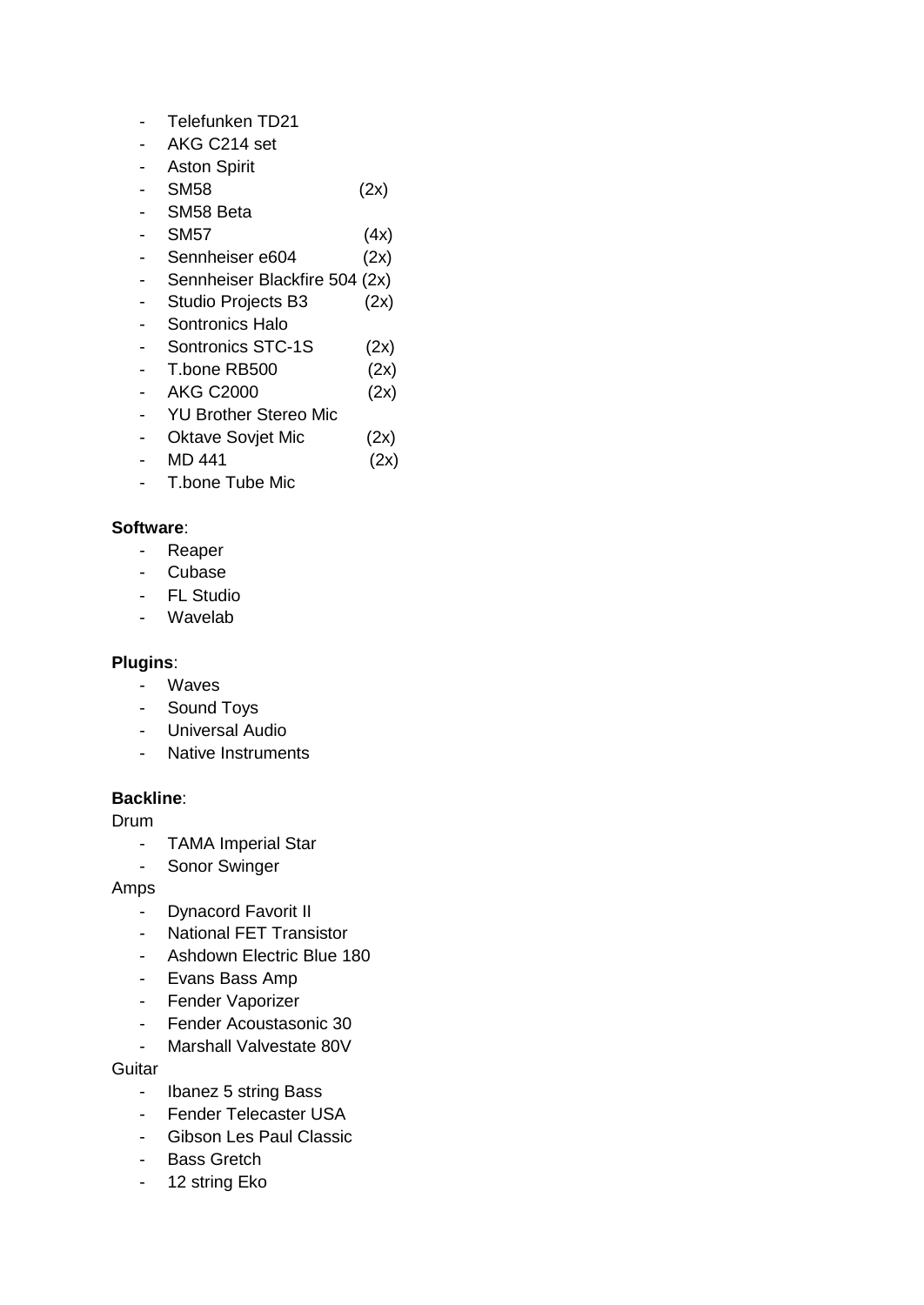- Telefunken TD21
- AKG C214 set
- Aston Spirit
- SM58 (2x)
- SM58 Beta
- SM57 (4x)
- Sennheiser e604 (2x)
- Sennheiser Blackfire 504 (2x)
- Studio Projects B3 (2x)
- Sontronics Halo
- Sontronics STC-1S (2x)
- T.bone RB500 (2x)
- AKG C2000 (2x)
- YU Brother Stereo Mic
- Oktave Sovjet Mic (2x)
- MD 441 (2x)
- T.bone Tube Mic

**Software**:

- Reaper
- Cubase
- FL Studio
- Wavelab

**Plugins**:

- Waves
- Sound Toys
- Universal Audio
- Native Instruments

**Backline**:

Drum

- TAMA Imperial Star
- Sonor Swinger

Amps

- Dynacord Favorit II
- National FET Transistor
- Ashdown Electric Blue 180
- Evans Bass Amp
- Fender Vaporizer
- Fender Acoustasonic 30
- Marshall Valvestate 80V

Guitar

- Ibanez 5 string Bass
- Fender Telecaster USA
- Gibson Les Paul Classic
- Bass Gretch
- 12 string Eko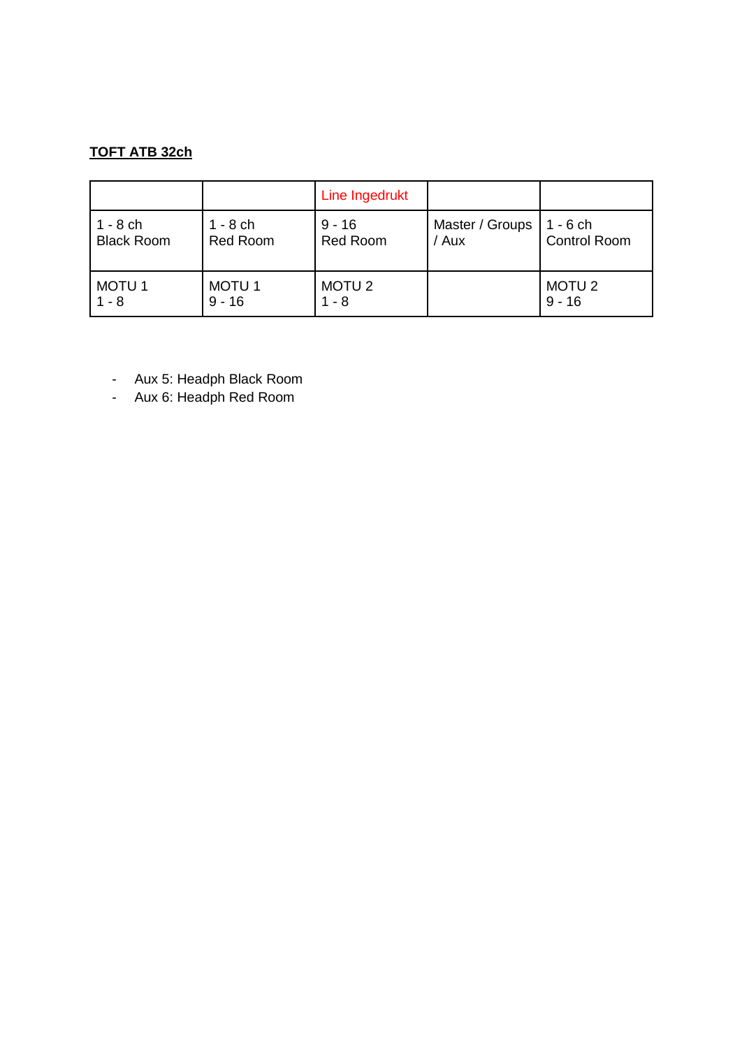**TOFT ATB 32ch**

| | | Line Ingedrukt | | |
|---|---|---|---|---|
| 1 - 8 ch<br>Black Room | 1 - 8 ch<br>Red Room | 9 - 16<br>Red Room | Master / Groups / Aux | 1 - 6 ch<br>Control Room |
| MOTU 1<br>1 - 8 | MOTU 1<br>9 - 16 | MOTU 2<br>1 - 8 | | MOTU 2<br>9 - 16 |

- Aux 5: Headph Black Room
- Aux 6: Headph Red Room